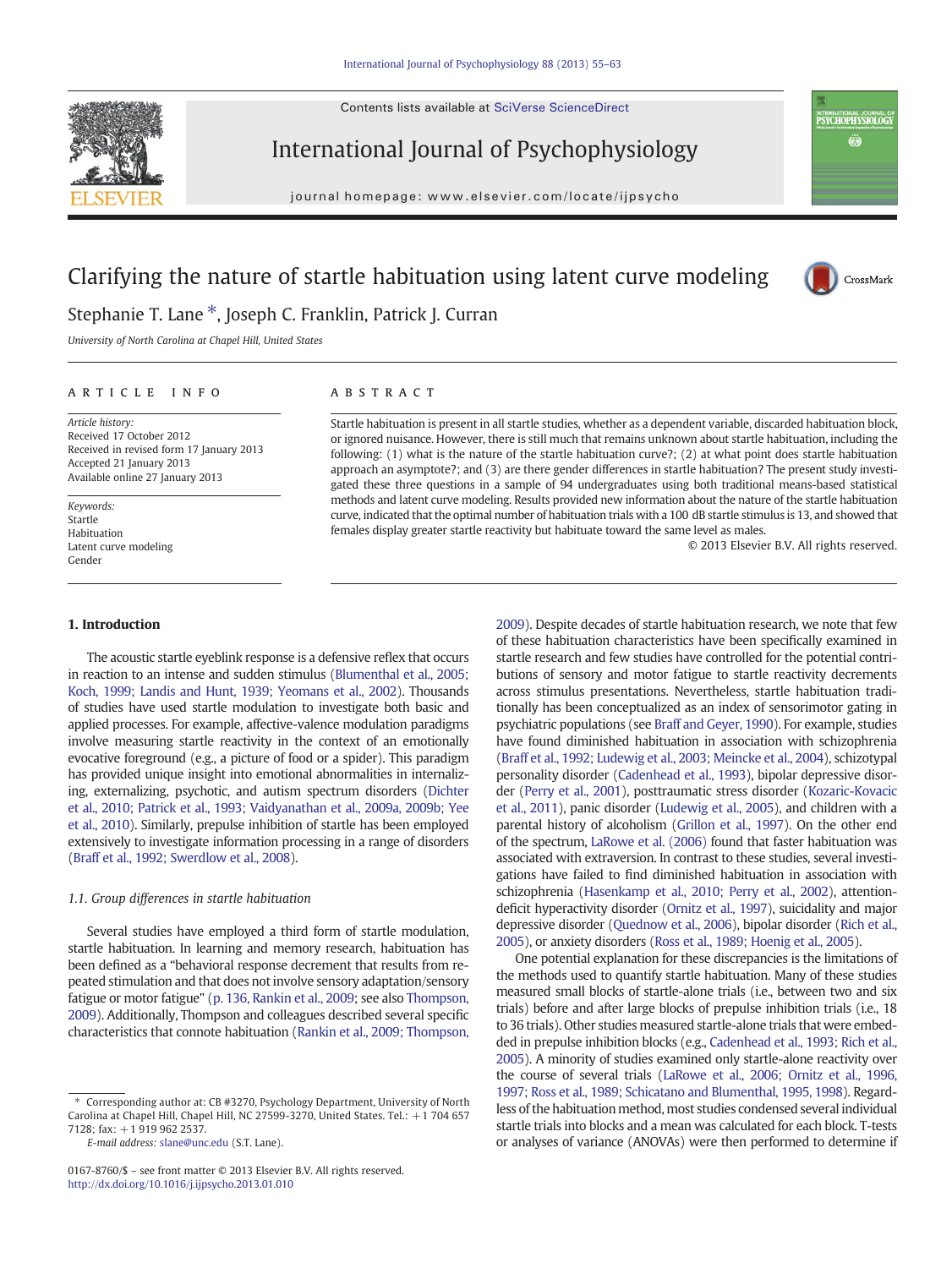# Clarifying the nature of startle habituation using latent curve modeling

Stephanie T. Lane *, Joseph C. Franklin, Patrick J. Curran

*University of North Carolina at Chapel Hill, United States*

## ARTICLE INFO

*Article history:*
Received 17 October 2012
Received in revised form 17 January 2013
Accepted 21 January 2013
Available online 27 January 2013

*Keywords:*
Startle
Habituation
Latent curve modeling
Gender

## ABSTRACT

Startle habituation is present in all startle studies, whether as a dependent variable, discarded habituation block, or ignored nuisance. However, there is still much that remains unknown about startle habituation, including the following: (1) what is the nature of the startle habituation curve?; (2) at what point does startle habituation approach an asymptote?; and (3) are there gender differences in startle habituation? The present study investigated these three questions in a sample of 94 undergraduates using both traditional means-based statistical methods and latent curve modeling. Results provided new information about the nature of the startle habituation curve, indicated that the optimal number of habituation trials with a 100 dB startle stimulus is 13, and showed that females display greater startle reactivity but habituate toward the same level as males.

© 2013 Elsevier B.V. All rights reserved.

## 1. Introduction

The acoustic startle eyeblink response is a defensive reflex that occurs in reaction to an intense and sudden stimulus (Blumenthal et al., 2005; Koch, 1999; Landis and Hunt, 1939; Yeomans et al., 2002). Thousands of studies have used startle modulation to investigate both basic and applied processes. For example, affective-valence modulation paradigms involve measuring startle reactivity in the context of an emotionally evocative foreground (e.g., a picture of food or a spider). This paradigm has provided unique insight into emotional abnormalities in internalizing, externalizing, psychotic, and autism spectrum disorders (Dichter et al., 2010; Patrick et al., 1993; Vaidyanathan et al., 2009a, 2009b; Yee et al., 2010). Similarly, prepulse inhibition of startle has been employed extensively to investigate information processing in a range of disorders (Braff et al., 1992; Swerdlow et al., 2008).

### 1.1. Group differences in startle habituation

Several studies have employed a third form of startle modulation, startle habituation. In learning and memory research, habituation has been defined as a "behavioral response decrement that results from repeated stimulation and that does not involve sensory adaptation/sensory fatigue or motor fatigue" (p. 136, Rankin et al., 2009; see also Thompson, 2009). Additionally, Thompson and colleagues described several specific characteristics that connote habituation (Rankin et al., 2009; Thompson, 2009). Despite decades of startle habituation research, we note that few of these habituation characteristics have been specifically examined in startle research and few studies have controlled for the potential contributions of sensory and motor fatigue to startle reactivity decrements across stimulus presentations. Nevertheless, startle habituation traditionally has been conceptualized as an index of sensorimotor gating in psychiatric populations (see Braff and Geyer, 1990). For example, studies have found diminished habituation in association with schizophrenia (Braff et al., 1992; Ludewig et al., 2003; Meincke et al., 2004), schizotypal personality disorder (Cadenhead et al., 1993), bipolar depressive disorder (Perry et al., 2001), posttraumatic stress disorder (Kozaric-Kovacic et al., 2011), panic disorder (Ludewig et al., 2005), and children with a parental history of alcoholism (Grillon et al., 1997). On the other end of the spectrum, LaRowe et al. (2006) found that faster habituation was associated with extraversion. In contrast to these studies, several investigations have failed to find diminished habituation in association with schizophrenia (Hasenkamp et al., 2010; Perry et al., 2002), attention-deficit hyperactivity disorder (Ornitz et al., 1997), suicidality and major depressive disorder (Quednow et al., 2006), bipolar disorder (Rich et al., 2005), or anxiety disorders (Ross et al., 1989; Hoenig et al., 2005).

One potential explanation for these discrepancies is the limitations of the methods used to quantify startle habituation. Many of these studies measured small blocks of startle-alone trials (i.e., between two and six trials) before and after large blocks of prepulse inhibition trials (i.e., 18 to 36 trials). Other studies measured startle-alone trials that were embedded in prepulse inhibition blocks (e.g., Cadenhead et al., 1993; Rich et al., 2005). A minority of studies examined only startle-alone reactivity over the course of several trials (LaRowe et al., 2006; Ornitz et al., 1996, 1997; Ross et al., 1989; Schicatano and Blumenthal, 1995, 1998). Regardless of the habituation method, most studies condensed several individual startle trials into blocks and a mean was calculated for each block. T-tests or analyses of variance (ANOVAs) were then performed to determine if

---

* Corresponding author at: CB #3270, Psychology Department, University of North Carolina at Chapel Hill, Chapel Hill, NC 27599-3270, United States. Tel.: +1 704 657 7128; fax: +1 919 962 2537.
*E-mail address:* slane@unc.edu (S.T. Lane).

0167-8760/$ – see front matter © 2013 Elsevier B.V. All rights reserved.
http://dx.doi.org/10.1016/j.ijpsycho.2013.01.010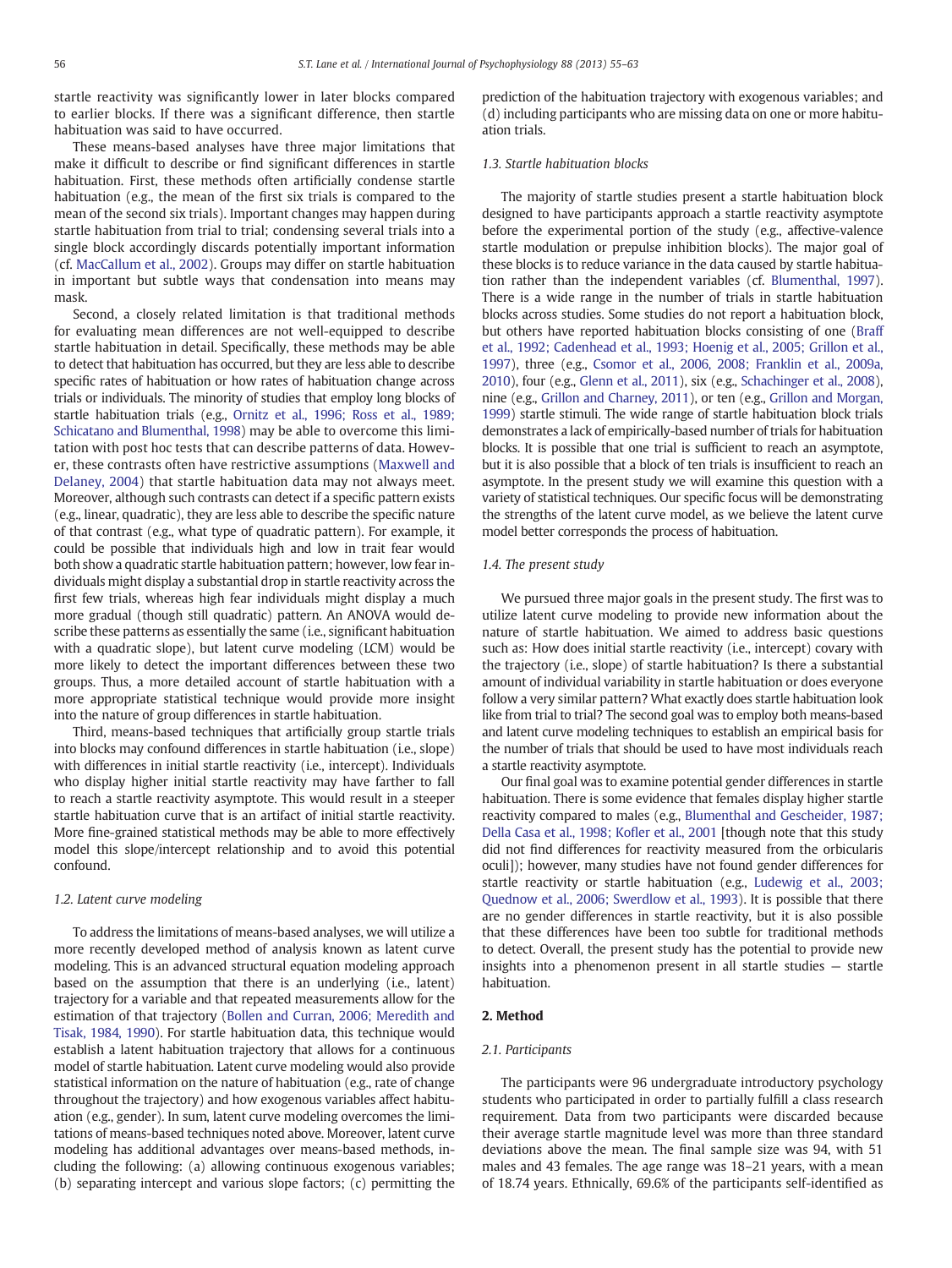startle reactivity was significantly lower in later blocks compared to earlier blocks. If there was a significant difference, then startle habituation was said to have occurred.

These means-based analyses have three major limitations that make it difficult to describe or find significant differences in startle habituation. First, these methods often artificially condense startle habituation (e.g., the mean of the first six trials is compared to the mean of the second six trials). Important changes may happen during startle habituation from trial to trial; condensing several trials into a single block accordingly discards potentially important information (cf. MacCallum et al., 2002). Groups may differ on startle habituation in important but subtle ways that condensation into means may mask.

Second, a closely related limitation is that traditional methods for evaluating mean differences are not well-equipped to describe startle habituation in detail. Specifically, these methods may be able to detect that habituation has occurred, but they are less able to describe specific rates of habituation or how rates of habituation change across trials or individuals. The minority of studies that employ long blocks of startle habituation trials (e.g., Ornitz et al., 1996; Ross et al., 1989; Schicatano and Blumenthal, 1998) may be able to overcome this limitation with post hoc tests that can describe patterns of data. However, these contrasts often have restrictive assumptions (Maxwell and Delaney, 2004) that startle habituation data may not always meet. Moreover, although such contrasts can detect if a specific pattern exists (e.g., linear, quadratic), they are less able to describe the specific nature of that contrast (e.g., what type of quadratic pattern). For example, it could be possible that individuals high and low in trait fear would both show a quadratic startle habituation pattern; however, low fear individuals might display a substantial drop in startle reactivity across the first few trials, whereas high fear individuals might display a much more gradual (though still quadratic) pattern. An ANOVA would describe these patterns as essentially the same (i.e., significant habituation with a quadratic slope), but latent curve modeling (LCM) would be more likely to detect the important differences between these two groups. Thus, a more detailed account of startle habituation with a more appropriate statistical technique would provide more insight into the nature of group differences in startle habituation.

Third, means-based techniques that artificially group startle trials into blocks may confound differences in startle habituation (i.e., slope) with differences in initial startle reactivity (i.e., intercept). Individuals who display higher initial startle reactivity may have farther to fall to reach a startle reactivity asymptote. This would result in a steeper startle habituation curve that is an artifact of initial startle reactivity. More fine-grained statistical methods may be able to more effectively model this slope/intercept relationship and to avoid this potential confound.

### 1.2. Latent curve modeling

To address the limitations of means-based analyses, we will utilize a more recently developed method of analysis known as latent curve modeling. This is an advanced structural equation modeling approach based on the assumption that there is an underlying (i.e., latent) trajectory for a variable and that repeated measurements allow for the estimation of that trajectory (Bollen and Curran, 2006; Meredith and Tisak, 1984, 1990). For startle habituation data, this technique would establish a latent habituation trajectory that allows for a continuous model of startle habituation. Latent curve modeling would also provide statistical information on the nature of habituation (e.g., rate of change throughout the trajectory) and how exogenous variables affect habituation (e.g., gender). In sum, latent curve modeling overcomes the limitations of means-based techniques noted above. Moreover, latent curve modeling has additional advantages over means-based methods, including the following: (a) allowing continuous exogenous variables; (b) separating intercept and various slope factors; (c) permitting the prediction of the habituation trajectory with exogenous variables; and (d) including participants who are missing data on one or more habituation trials.

### 1.3. Startle habituation blocks

The majority of startle studies present a startle habituation block designed to have participants approach a startle reactivity asymptote before the experimental portion of the study (e.g., affective-valence startle modulation or prepulse inhibition blocks). The major goal of these blocks is to reduce variance in the data caused by startle habituation rather than the independent variables (cf. Blumenthal, 1997). There is a wide range in the number of trials in startle habituation blocks across studies. Some studies do not report a habituation block, but others have reported habituation blocks consisting of one (Braff et al., 1992; Cadenhead et al., 1993; Hoenig et al., 2005; Grillon et al., 1997), three (e.g., Csomor et al., 2006, 2008; Franklin et al., 2009a, 2010), four (e.g., Glenn et al., 2011), six (e.g., Schachinger et al., 2008), nine (e.g., Grillon and Charney, 2011), or ten (e.g., Grillon and Morgan, 1999) startle stimuli. The wide range of startle habituation block trials demonstrates a lack of empirically-based number of trials for habituation blocks. It is possible that one trial is sufficient to reach an asymptote, but it is also possible that a block of ten trials is insufficient to reach an asymptote. In the present study we will examine this question with a variety of statistical techniques. Our specific focus will be demonstrating the strengths of the latent curve model, as we believe the latent curve model better corresponds the process of habituation.

### 1.4. The present study

We pursued three major goals in the present study. The first was to utilize latent curve modeling to provide new information about the nature of startle habituation. We aimed to address basic questions such as: How does initial startle reactivity (i.e., intercept) covary with the trajectory (i.e., slope) of startle habituation? Is there a substantial amount of individual variability in startle habituation or does everyone follow a very similar pattern? What exactly does startle habituation look like from trial to trial? The second goal was to employ both means-based and latent curve modeling techniques to establish an empirical basis for the number of trials that should be used to have most individuals reach a startle reactivity asymptote.

Our final goal was to examine potential gender differences in startle habituation. There is some evidence that females display higher startle reactivity compared to males (e.g., Blumenthal and Gescheider, 1987; Della Casa et al., 1998; Kofler et al., 2001 [though note that this study did not find differences for reactivity measured from the orbicularis oculi]); however, many studies have not found gender differences for startle reactivity or startle habituation (e.g., Ludewig et al., 2003; Quednow et al., 2006; Swerdlow et al., 1993). It is possible that there are no gender differences in startle reactivity, but it is also possible that these differences have been too subtle for traditional methods to detect. Overall, the present study has the potential to provide new insights into a phenomenon present in all startle studies — startle habituation.

## 2. Method

### 2.1. Participants

The participants were 96 undergraduate introductory psychology students who participated in order to partially fulfill a class research requirement. Data from two participants were discarded because their average startle magnitude level was more than three standard deviations above the mean. The final sample size was 94, with 51 males and 43 females. The age range was 18–21 years, with a mean of 18.74 years. Ethnically, 69.6% of the participants self-identified as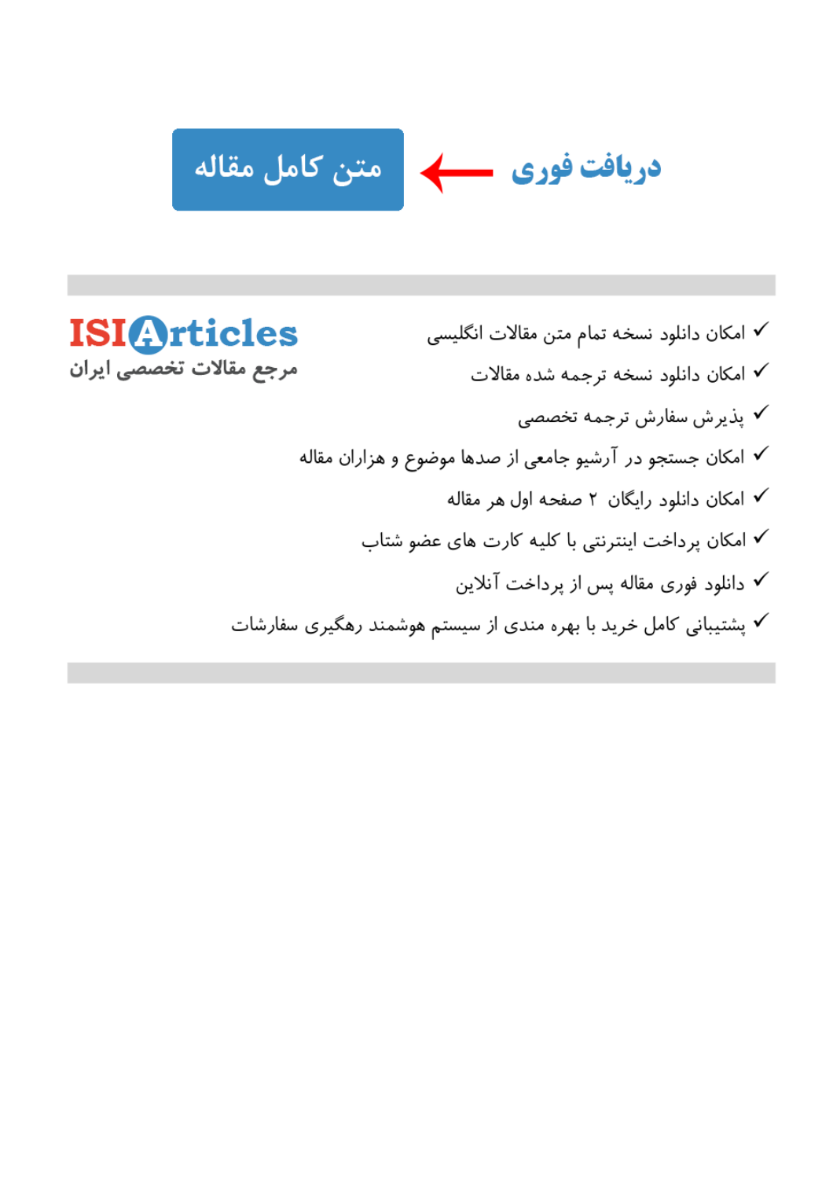دریافت فوری ← متن کامل مقاله

**ISIArticles**
مرجع مقالات تخصصی ایران

- ✓ امکان دانلود نسخه تمام متن مقالات انگلیسی
- ✓ امکان دانلود نسخه ترجمه شده مقالات
- ✓ پذیرش سفارش ترجمه تخصصی
- ✓ امکان جستجو در آرشیو جامعی از صدها موضوع و هزاران مقاله
- ✓ امکان دانلود رایگان ۲ صفحه اول هر مقاله
- ✓ امکان پرداخت اینترنتی با کلیه کارت های عضو شتاب
- ✓ دانلود فوری مقاله پس از پرداخت آنلاین
- ✓ پشتیبانی کامل خرید با بهره مندی از سیستم هوشمند رهگیری سفارشات